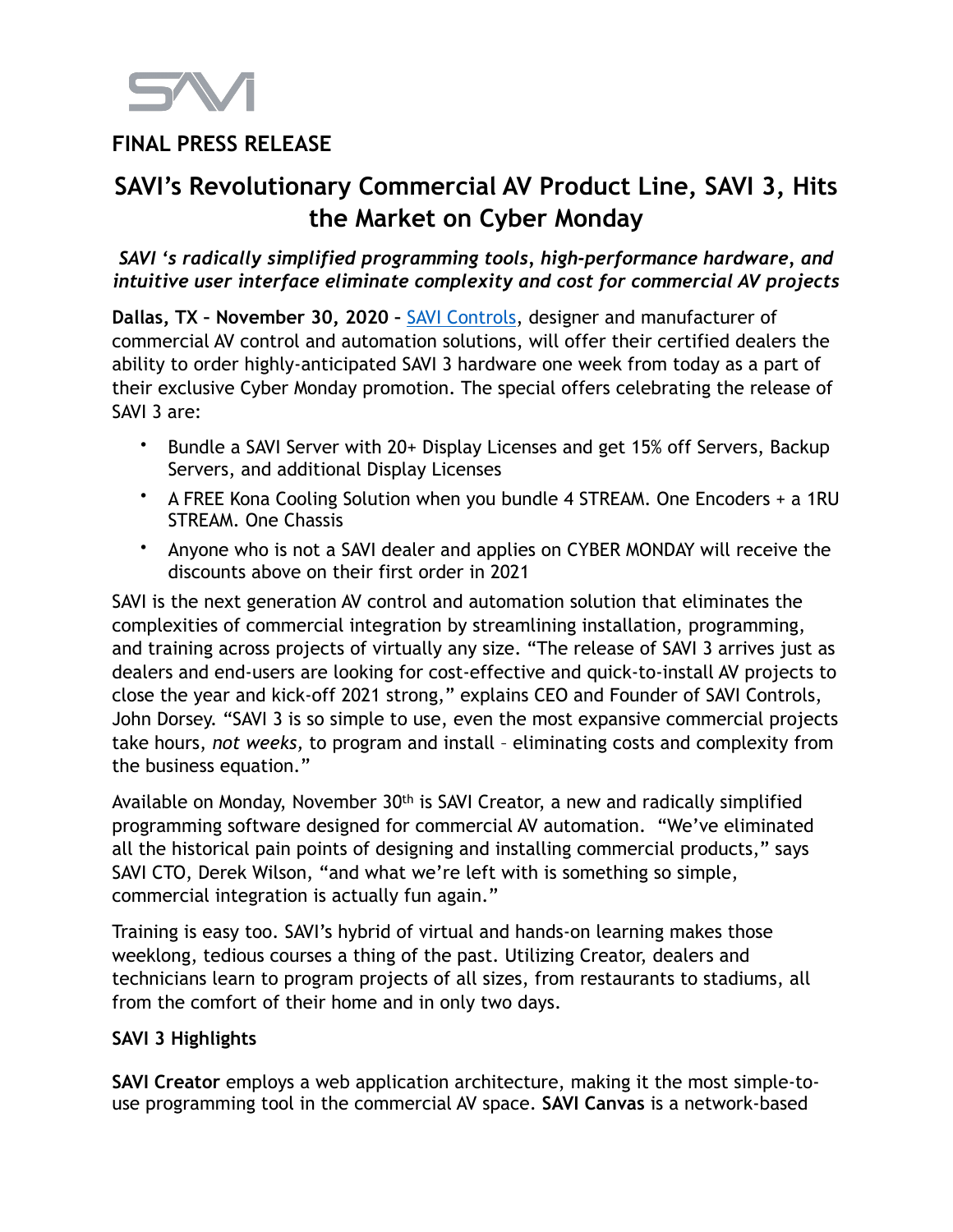**FINAL PRESS RELEASE**

# SAVI's Revolutionary Commercial AV Product Line, SAVI 3, Hits the Market on Cyber Monday

***SAVI 's radically simplified programming tools, high-performance hardware, and intuitive user interface eliminate complexity and cost for commercial AV projects***

**Dallas, TX – November 30, 2020 –** [SAVI Controls](), designer and manufacturer of commercial AV control and automation solutions, will offer their certified dealers the ability to order highly-anticipated SAVI 3 hardware one week from today as a part of their exclusive Cyber Monday promotion. The special offers celebrating the release of SAVI 3 are:

- Bundle a SAVI Server with 20+ Display Licenses and get 15% off Servers, Backup Servers, and additional Display Licenses
- A FREE Kona Cooling Solution when you bundle 4 STREAM. One Encoders + a 1RU STREAM. One Chassis
- Anyone who is not a SAVI dealer and applies on CYBER MONDAY will receive the discounts above on their first order in 2021

SAVI is the next generation AV control and automation solution that eliminates the complexities of commercial integration by streamlining installation, programming, and training across projects of virtually any size. "The release of SAVI 3 arrives just as dealers and end-users are looking for cost-effective and quick-to-install AV projects to close the year and kick-off 2021 strong," explains CEO and Founder of SAVI Controls, John Dorsey. "SAVI 3 is so simple to use, even the most expansive commercial projects take hours, *not weeks,* to program and install – eliminating costs and complexity from the business equation."

Available on Monday, November 30th is SAVI Creator, a new and radically simplified programming software designed for commercial AV automation. "We've eliminated all the historical pain points of designing and installing commercial products," says SAVI CTO, Derek Wilson, "and what we're left with is something so simple, commercial integration is actually fun again."

Training is easy too. SAVI's hybrid of virtual and hands-on learning makes those weeklong, tedious courses a thing of the past. Utilizing Creator, dealers and technicians learn to program projects of all sizes, from restaurants to stadiums, all from the comfort of their home and in only two days.

**SAVI 3 Highlights**

**SAVI Creator** employs a web application architecture, making it the most simple-to-use programming tool in the commercial AV space. **SAVI Canvas** is a network-based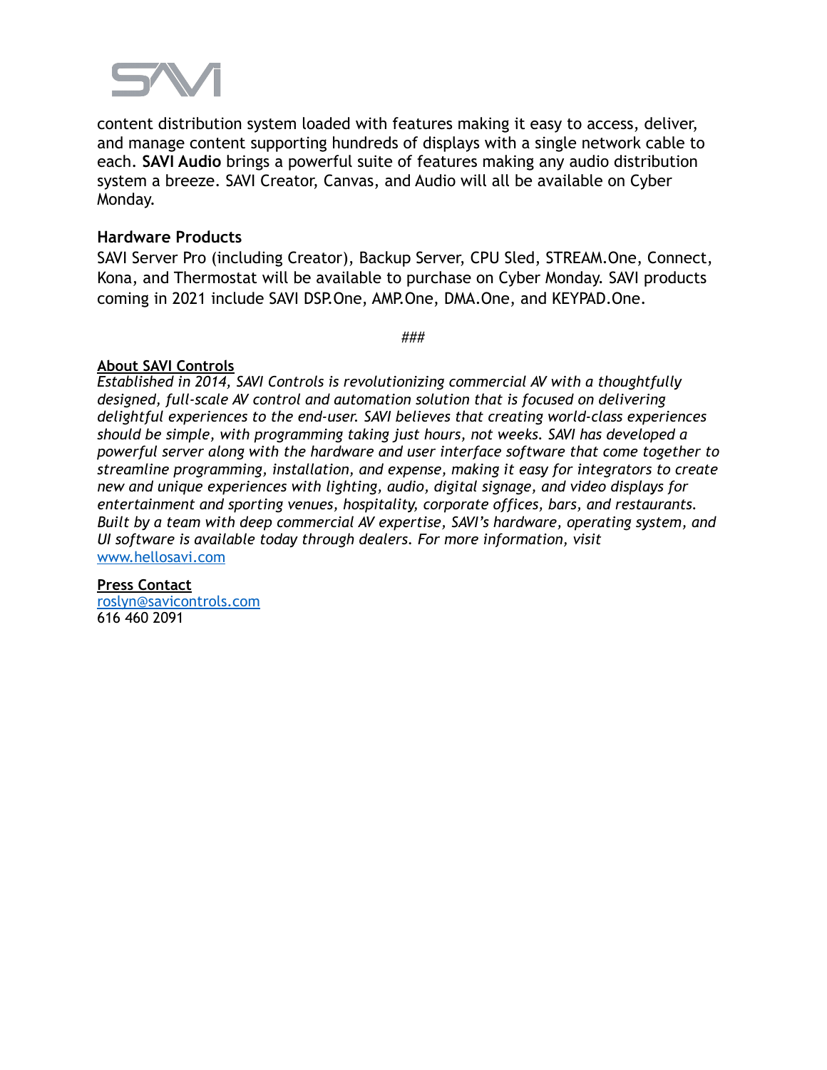content distribution system loaded with features making it easy to access, deliver, and manage content supporting hundreds of displays with a single network cable to each. **SAVI Audio** brings a powerful suite of features making any audio distribution system a breeze. SAVI Creator, Canvas, and Audio will all be available on Cyber Monday.

### Hardware Products

SAVI Server Pro (including Creator), Backup Server, CPU Sled, STREAM.One, Connect, Kona, and Thermostat will be available to purchase on Cyber Monday. SAVI products coming in 2021 include SAVI DSP.One, AMP.One, DMA.One, and KEYPAD.One.

###

**About SAVI Controls**

*Established in 2014, SAVI Controls is revolutionizing commercial AV with a thoughtfully designed, full-scale AV control and automation solution that is focused on delivering delightful experiences to the end-user. SAVI believes that creating world-class experiences should be simple, with programming taking just hours, not weeks. SAVI has developed a powerful server along with the hardware and user interface software that come together to streamline programming, installation, and expense, making it easy for integrators to create new and unique experiences with lighting, audio, digital signage, and video displays for entertainment and sporting venues, hospitality, corporate offices, bars, and restaurants. Built by a team with deep commercial AV expertise, SAVI's hardware, operating system, and UI software is available today through dealers. For more information, visit* www.hellosavi.com

**Press Contact**

roslyn@savicontrols.com
616 460 2091